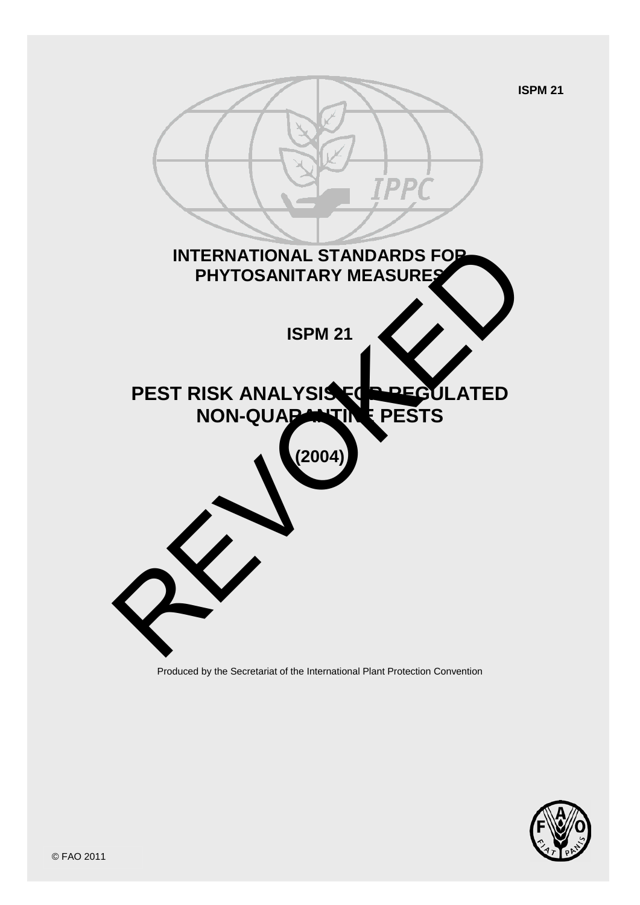ISPM 21

# INTERNATIONAL STANDARDS FOR PHYTOSANITARY MEASURES

## ISPM 21

# PEST RISK ANALYSIS FOR REGULATED NON-QUARANTINE PESTS

**(2004)**

REVOKED

Produced by the Secretariat of the International Plant Protection Convention

© FAO 2011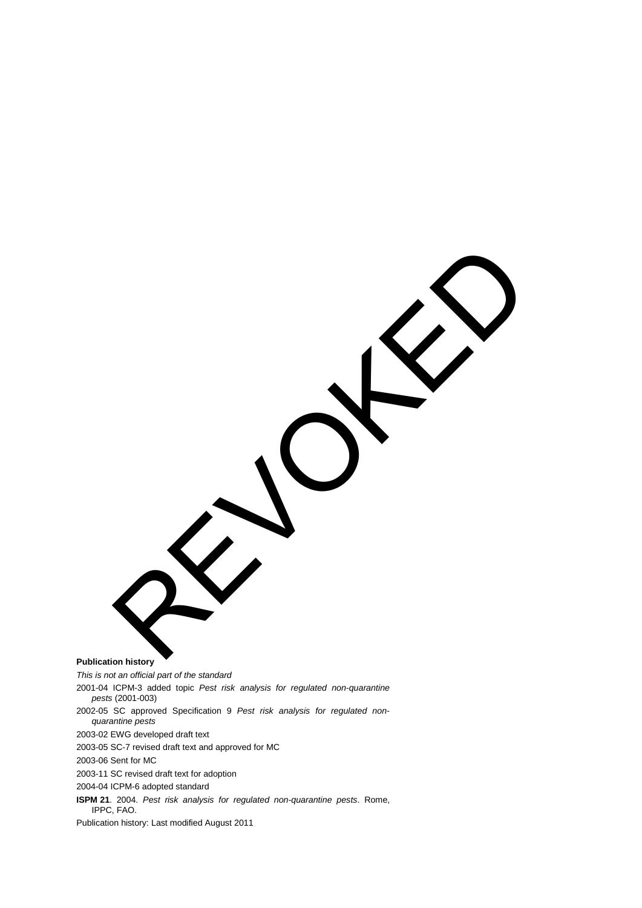REVOKED

**Publication history**

*This is not an official part of the standard*

2001-04 ICPM-3 added topic *Pest risk analysis for regulated non-quarantine pests* (2001-003)

2002-05 SC approved Specification 9 *Pest risk analysis for regulated non-quarantine pests*

2003-02 EWG developed draft text

2003-05 SC-7 revised draft text and approved for MC

2003-06 Sent for MC

2003-11 SC revised draft text for adoption

2004-04 ICPM-6 adopted standard

**ISPM 21**. 2004. *Pest risk analysis for regulated non-quarantine pests*. Rome, IPPC, FAO.

Publication history: Last modified August 2011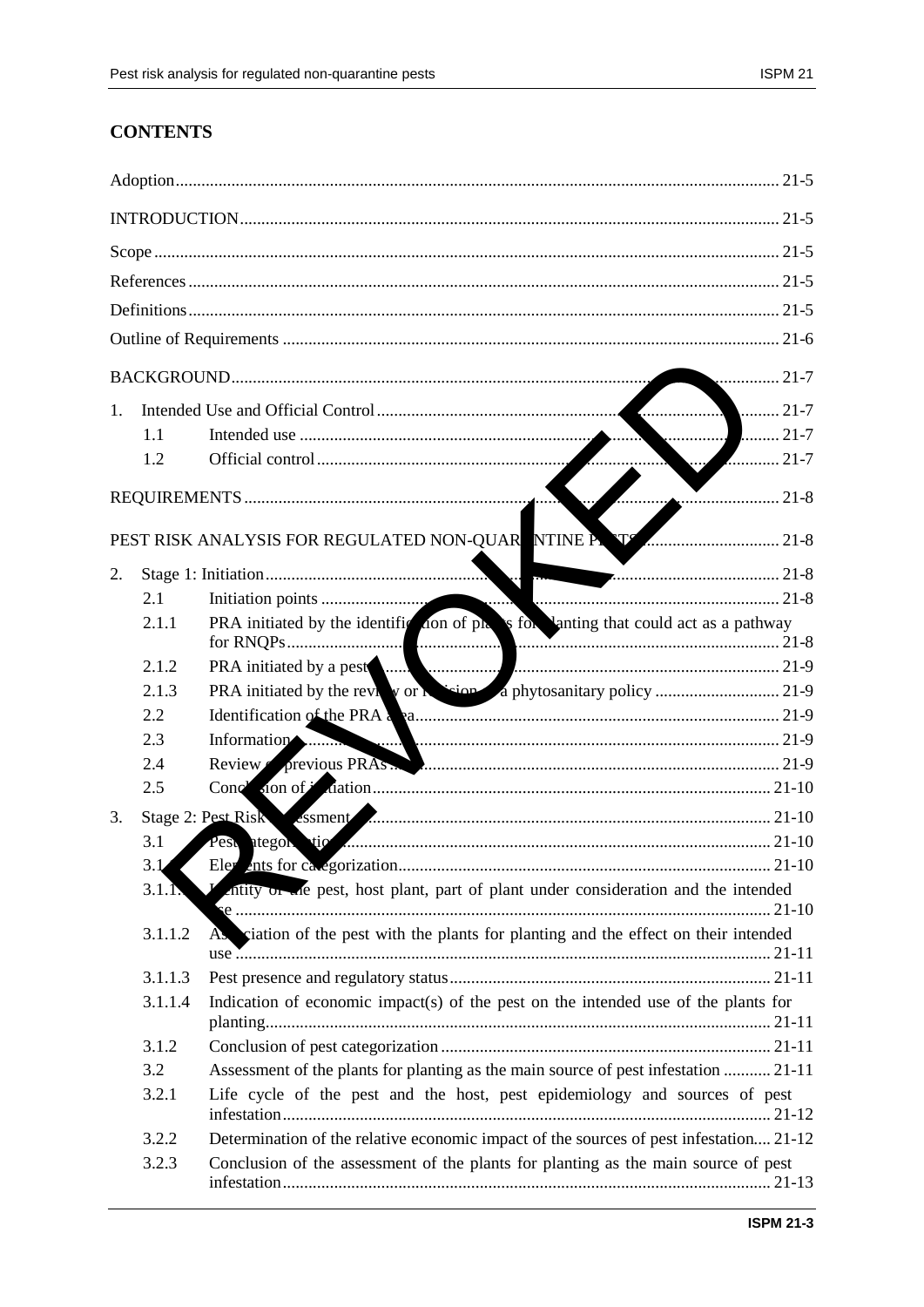## CONTENTS

Adoption ... 21-5

INTRODUCTION ... 21-5

Scope ... 21-5

References ... 21-5

Definitions ... 21-5

Outline of Requirements ... 21-6

BACKGROUND ... 21-7

1. Intended Use and Official Control ... 21-7
   - 1.1 Intended use ... 21-7
   - 1.2 Official control ... 21-7

REQUIREMENTS ... 21-8

PEST RISK ANALYSIS FOR REGULATED NON-QUARANTINE PESTS ... 21-8

2. Stage 1: Initiation ... 21-8
   - 2.1 Initiation points ... 21-8
   - 2.1.1 PRA initiated by the identification of plants for planting that could act as a pathway for RNQPs ... 21-8
   - 2.1.2 PRA initiated by a pest ... 21-9
   - 2.1.3 PRA initiated by the review or revision of a phytosanitary policy ... 21-9
   - 2.2 Identification of the PRA area ... 21-9
   - 2.3 Information ... 21-9
   - 2.4 Review of previous PRAs ... 21-9
   - 2.5 Conclusion of initiation ... 21-10

3. Stage 2: Pest Risk Assessment ... 21-10
   - 3.1 Pest categorization ... 21-10
   - 3.1.1 Elements for categorization ... 21-10
   - 3.1.1.1 Identity of the pest, host plant, part of plant under consideration and the intended use ... 21-10
   - 3.1.1.2 Association of the pest with the plants for planting and the effect on their intended use ... 21-11
   - 3.1.1.3 Pest presence and regulatory status ... 21-11
   - 3.1.1.4 Indication of economic impact(s) of the pest on the intended use of the plants for planting ... 21-11
   - 3.1.2 Conclusion of pest categorization ... 21-11
   - 3.2 Assessment of the plants for planting as the main source of pest infestation ... 21-11
   - 3.2.1 Life cycle of the pest and the host, pest epidemiology and sources of pest infestation ... 21-12
   - 3.2.2 Determination of the relative economic impact of the sources of pest infestation ... 21-12
   - 3.2.3 Conclusion of the assessment of the plants for planting as the main source of pest infestation ... 21-13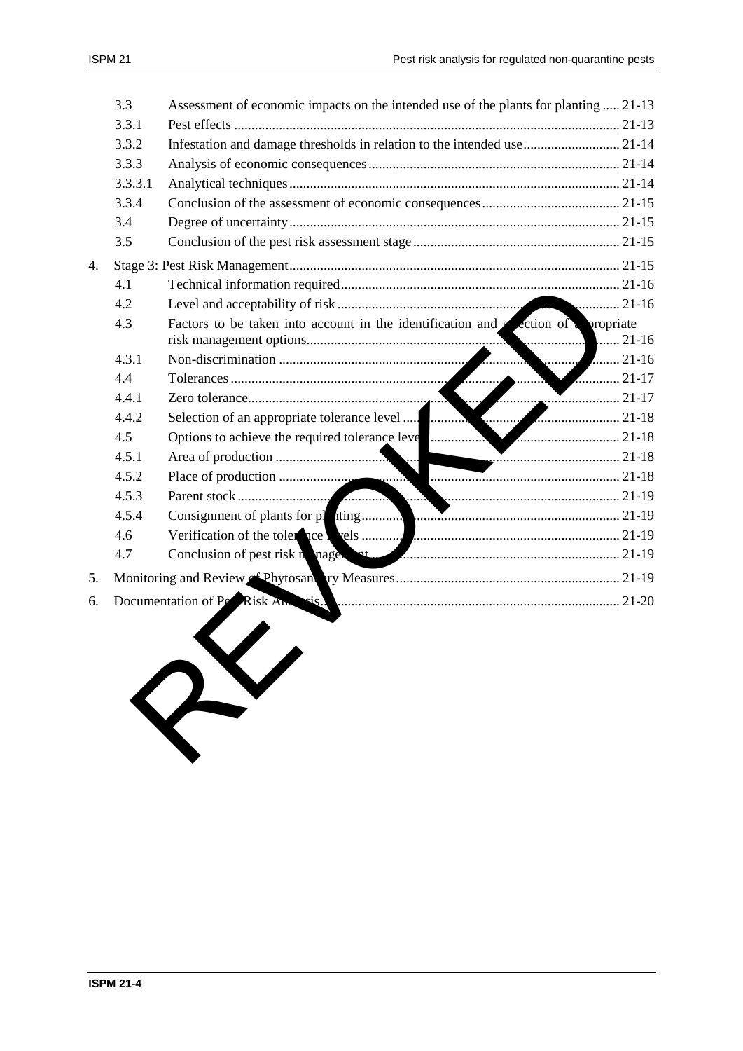| | | |
|---|---|---|
| 3.3 | Assessment of economic impacts on the intended use of the plants for planting | 21-13 |
| 3.3.1 | Pest effects | 21-13 |
| 3.3.2 | Infestation and damage thresholds in relation to the intended use | 21-14 |
| 3.3.3 | Analysis of economic consequences | 21-14 |
| 3.3.3.1 | Analytical techniques | 21-14 |
| 3.3.4 | Conclusion of the assessment of economic consequences | 21-15 |
| 3.4 | Degree of uncertainty | 21-15 |
| 3.5 | Conclusion of the pest risk assessment stage | 21-15 |
| 4. | Stage 3: Pest Risk Management | 21-15 |
| 4.1 | Technical information required | 21-16 |
| 4.2 | Level and acceptability of risk | 21-16 |
| 4.3 | Factors to be taken into account in the identification and selection of appropriate risk management options | 21-16 |
| 4.3.1 | Non-discrimination | 21-16 |
| 4.4 | Tolerances | 21-17 |
| 4.4.1 | Zero tolerance | 21-17 |
| 4.4.2 | Selection of an appropriate tolerance level | 21-18 |
| 4.5 | Options to achieve the required tolerance level | 21-18 |
| 4.5.1 | Area of production | 21-18 |
| 4.5.2 | Place of production | 21-18 |
| 4.5.3 | Parent stock | 21-19 |
| 4.5.4 | Consignment of plants for planting | 21-19 |
| 4.6 | Verification of the tolerance levels | 21-19 |
| 4.7 | Conclusion of pest risk management | 21-19 |
| 5. | Monitoring and Review of Phytosanitary Measures | 21-19 |
| 6. | Documentation of Pest Risk Analysis | 21-20 |

REVOKED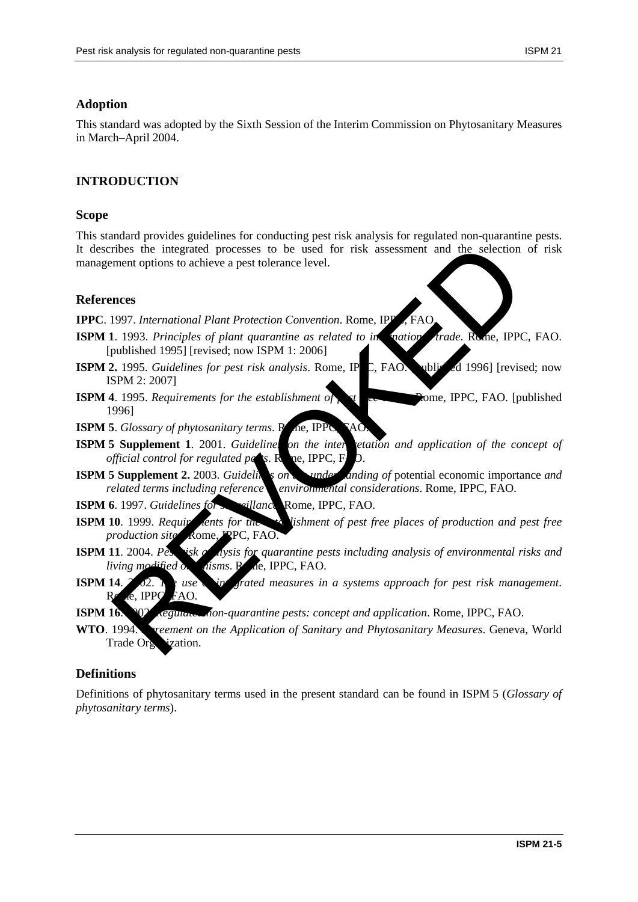## Adoption

This standard was adopted by the Sixth Session of the Interim Commission on Phytosanitary Measures in March–April 2004.

# INTRODUCTION

## Scope

This standard provides guidelines for conducting pest risk analysis for regulated non-quarantine pests. It describes the integrated processes to be used for risk assessment and the selection of risk management options to achieve a pest tolerance level.

## References

**IPPC**. 1997. *International Plant Protection Convention*. Rome, IPPC, FAO.

**ISPM 1**. 1993. *Principles of plant quarantine as related to international trade*. Rome, IPPC, FAO. [published 1995] [revised; now ISPM 1: 2006]

**ISPM 2.** 1995. *Guidelines for pest risk analysis*. Rome, IPPC, FAO. [published 1996] [revised; now ISPM 2: 2007]

**ISPM 4**. 1995. *Requirements for the establishment of pest free areas*. Rome, IPPC, FAO. [published 1996]

**ISPM 5**. *Glossary of phytosanitary terms*. Rome, IPPC, FAO.

**ISPM 5 Supplement 1**. 2001. *Guidelines on the interpretation and application of the concept of official control for regulated pests*. Rome, IPPC, FAO.

**ISPM 5 Supplement 2.** 2003. *Guidelines on the understanding of* potential economic importance *and related terms including reference to environmental considerations*. Rome, IPPC, FAO.

**ISPM 6**. 1997. *Guidelines for surveillance*. Rome, IPPC, FAO.

**ISPM 10**. 1999. *Requirements for the establishment of pest free places of production and pest free production sites*. Rome, IPPC, FAO.

**ISPM 11**. 2004. *Pest risk analysis for quarantine pests including analysis of environmental risks and living modified organisms*. Rome, IPPC, FAO.

**ISPM 14**. 2002. *The use of integrated measures in a systems approach for pest risk management*. Rome, IPPC, FAO.

**ISPM 16**. 2002. *Regulated non-quarantine pests: concept and application*. Rome, IPPC, FAO.

**WTO**. 1994. *Agreement on the Application of Sanitary and Phytosanitary Measures*. Geneva, World Trade Organization.

## Definitions

Definitions of phytosanitary terms used in the present standard can be found in ISPM 5 (*Glossary of phytosanitary terms*).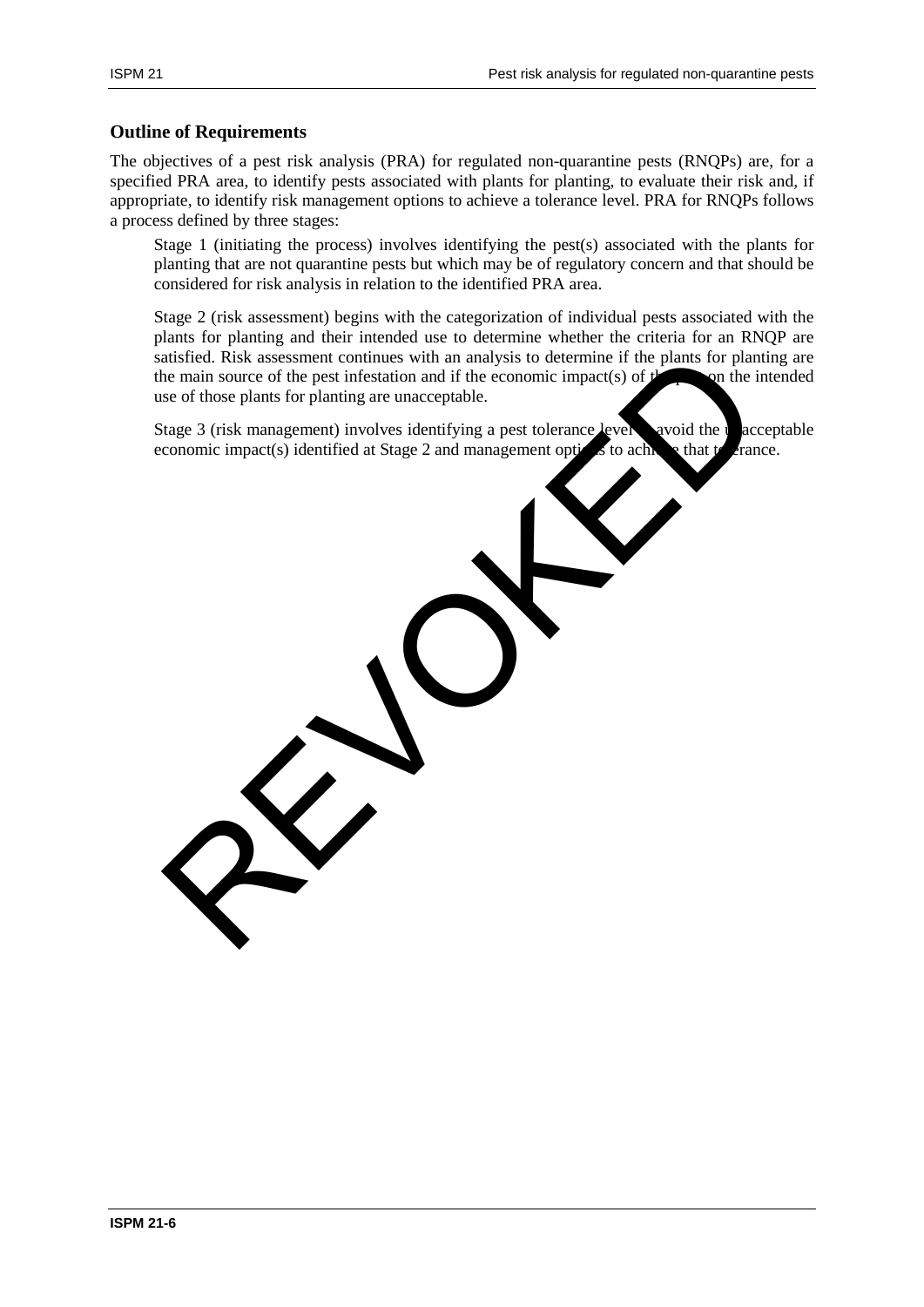## Outline of Requirements

The objectives of a pest risk analysis (PRA) for regulated non-quarantine pests (RNQPs) are, for a specified PRA area, to identify pests associated with plants for planting, to evaluate their risk and, if appropriate, to identify risk management options to achieve a tolerance level. PRA for RNQPs follows a process defined by three stages:

Stage 1 (initiating the process) involves identifying the pest(s) associated with the plants for planting that are not quarantine pests but which may be of regulatory concern and that should be considered for risk analysis in relation to the identified PRA area.

Stage 2 (risk assessment) begins with the categorization of individual pests associated with the plants for planting and their intended use to determine whether the criteria for an RNQP are satisfied. Risk assessment continues with an analysis to determine if the plants for planting are the main source of the pest infestation and if the economic impact(s) of the pest on the intended use of those plants for planting are unacceptable.

Stage 3 (risk management) involves identifying a pest tolerance level to avoid the unacceptable economic impact(s) identified at Stage 2 and management options to achieve that tolerance.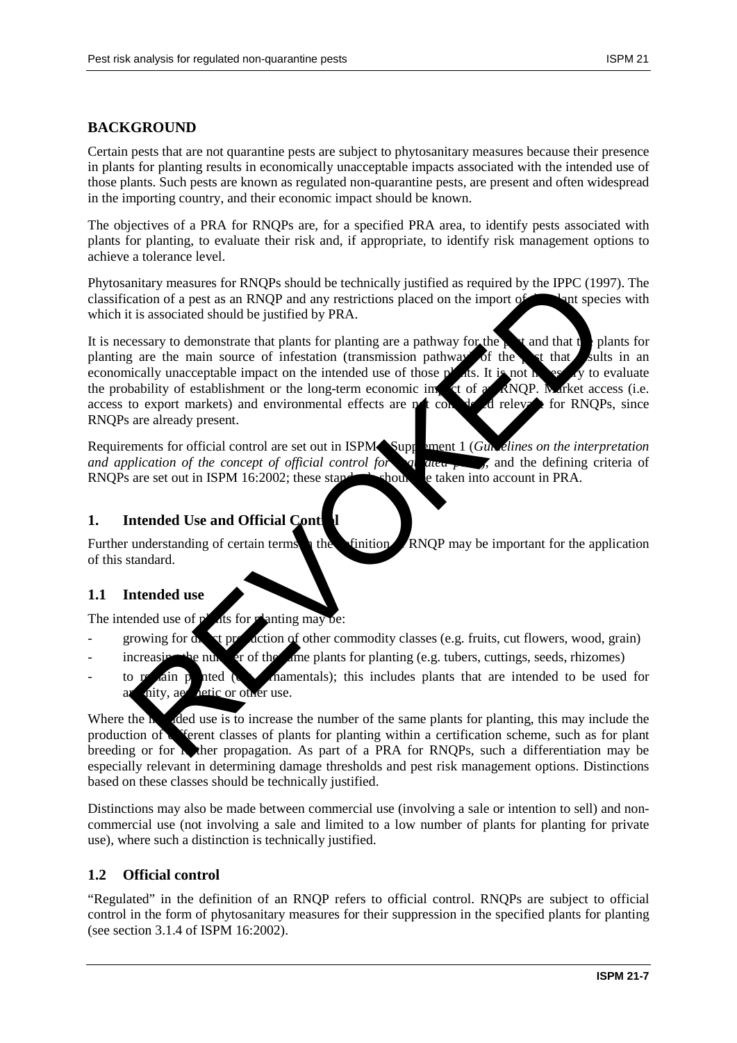## BACKGROUND

Certain pests that are not quarantine pests are subject to phytosanitary measures because their presence in plants for planting results in economically unacceptable impacts associated with the intended use of those plants. Such pests are known as regulated non-quarantine pests, are present and often widespread in the importing country, and their economic impact should be known.

The objectives of a PRA for RNQPs are, for a specified PRA area, to identify pests associated with plants for planting, to evaluate their risk and, if appropriate, to identify risk management options to achieve a tolerance level.

Phytosanitary measures for RNQPs should be technically justified as required by the IPPC (1997). The classification of a pest as an RNQP and any restrictions placed on the import of the plant species with which it is associated should be justified by PRA.

It is necessary to demonstrate that plants for planting are a pathway for the pest and that the plants for planting are the main source of infestation (transmission pathway) of the pest that results in an economically unacceptable impact on the intended use of those plants. It is not necessary to evaluate the probability of establishment or the long-term economic impact of an RNQP. Market access (i.e. access to export markets) and environmental effects are not considered relevant for RNQPs, since RNQPs are already present.

Requirements for official control are set out in ISPM 5 Supplement 1 (*Guidelines on the interpretation and application of the concept of official control for regulated pests*), and the defining criteria of RNQPs are set out in ISPM 16:2002; these standards should be taken into account in PRA.

## 1. Intended Use and Official Control

Further understanding of certain terms in the definition of RNQP may be important for the application of this standard.

### 1.1 Intended use

The intended use of plants for planting may be:

- growing for direct production of other commodity classes (e.g. fruits, cut flowers, wood, grain)
- increasing the number of the same plants for planting (e.g. tubers, cuttings, seeds, rhizomes)
- to remain planted (e.g. ornamentals); this includes plants that are intended to be used for amenity, aesthetic or other use.

Where the intended use is to increase the number of the same plants for planting, this may include the production of different classes of plants for planting within a certification scheme, such as for plant breeding or for further propagation. As part of a PRA for RNQPs, such a differentiation may be especially relevant in determining damage thresholds and pest risk management options. Distinctions based on these classes should be technically justified.

Distinctions may also be made between commercial use (involving a sale or intention to sell) and non-commercial use (not involving a sale and limited to a low number of plants for planting for private use), where such a distinction is technically justified.

### 1.2 Official control

"Regulated" in the definition of an RNQP refers to official control. RNQPs are subject to official control in the form of phytosanitary measures for their suppression in the specified plants for planting (see section 3.1.4 of ISPM 16:2002).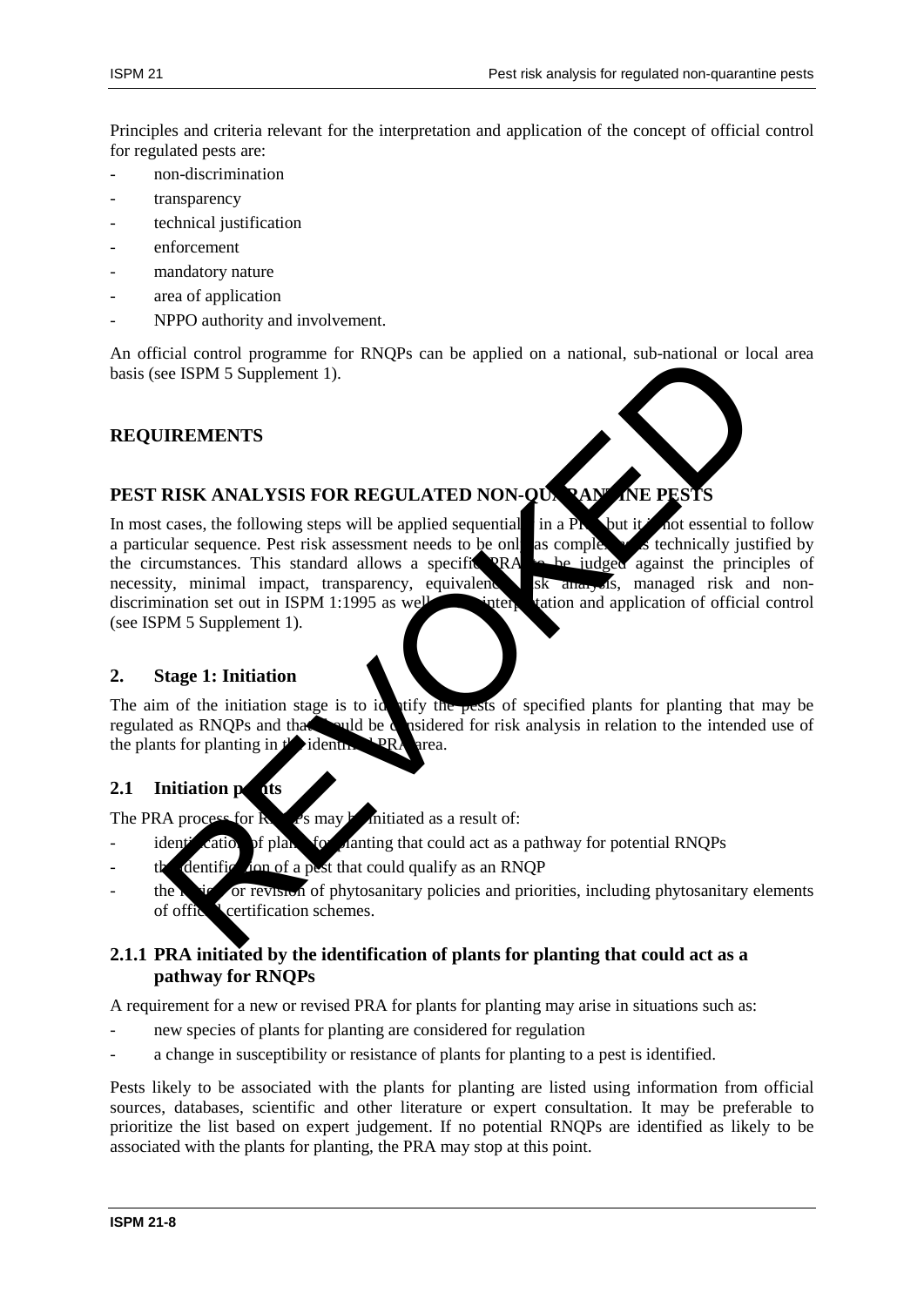Principles and criteria relevant for the interpretation and application of the concept of official control for regulated pests are:

- non-discrimination
- transparency
- technical justification
- enforcement
- mandatory nature
- area of application
- NPPO authority and involvement.

An official control programme for RNQPs can be applied on a national, sub-national or local area basis (see ISPM 5 Supplement 1).

# REQUIREMENTS

# PEST RISK ANALYSIS FOR REGULATED NON-QUARANTINE PESTS

In most cases, the following steps will be applied sequentially in a PRA but it is not essential to follow a particular sequence. Pest risk assessment needs to be only as complex as is technically justified by the circumstances. This standard allows a specific PRA to be judged against the principles of necessity, minimal impact, transparency, equivalence, risk analysis, managed risk and non-discrimination set out in ISPM 1:1995 as well as interpretation and application of official control (see ISPM 5 Supplement 1).

## 2. Stage 1: Initiation

The aim of the initiation stage is to identify the pests of specified plants for planting that may be regulated as RNQPs and that should be considered for risk analysis in relation to the intended use of the plants for planting in the identified PRA area.

### 2.1 Initiation points

The PRA process for RNQPs may be initiated as a result of:

- identification of plants for planting that could act as a pathway for potential RNQPs
- the identification of a pest that could qualify as an RNQP
- the review or revision of phytosanitary policies and priorities, including phytosanitary elements of official certification schemes.

#### 2.1.1 PRA initiated by the identification of plants for planting that could act as a pathway for RNQPs

A requirement for a new or revised PRA for plants for planting may arise in situations such as:

- new species of plants for planting are considered for regulation
- a change in susceptibility or resistance of plants for planting to a pest is identified.

Pests likely to be associated with the plants for planting are listed using information from official sources, databases, scientific and other literature or expert consultation. It may be preferable to prioritize the list based on expert judgement. If no potential RNQPs are identified as likely to be associated with the plants for planting, the PRA may stop at this point.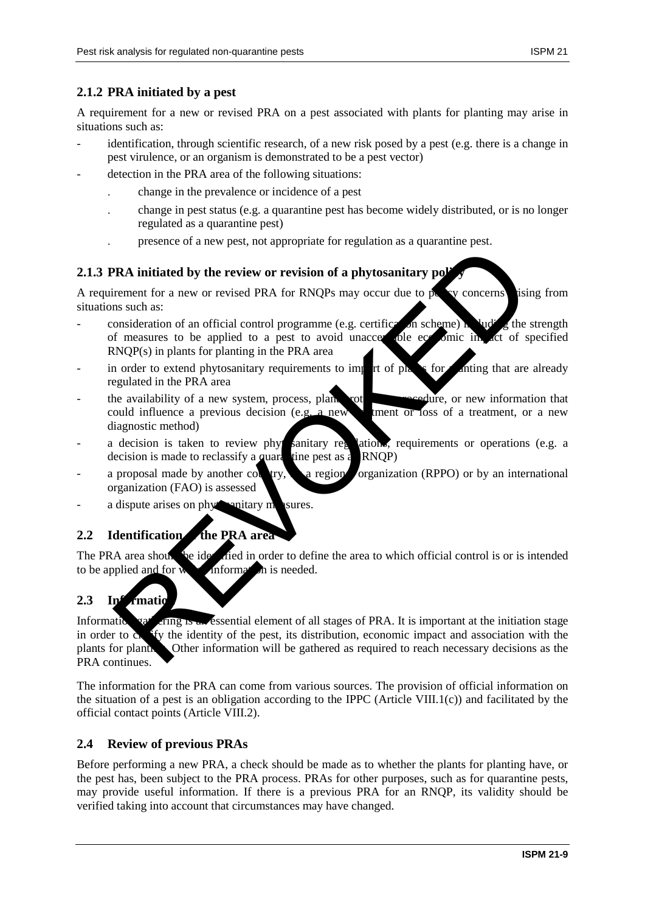### 2.1.2 PRA initiated by a pest

A requirement for a new or revised PRA on a pest associated with plants for planting may arise in situations such as:

- identification, through scientific research, of a new risk posed by a pest (e.g. there is a change in pest virulence, or an organism is demonstrated to be a pest vector)
- detection in the PRA area of the following situations:
  - change in the prevalence or incidence of a pest
  - change in pest status (e.g. quarantine pest has become widely distributed, or is no longer regulated as a quarantine pest)
  - presence of a new pest, not appropriate for regulation as a quarantine pest.

### 2.1.3 PRA initiated by the review or revision of a phytosanitary policy

A requirement for a new or revised PRA for RNQPs may occur due to policy concerns arising from situations such as:

- consideration of an official control programme (e.g. certification scheme) including the strength of measures to be applied to a pest to avoid unacceptable economic impact of specified RNQP(s) in plants for planting in the PRA area
- in order to extend phytosanitary requirements to import of plants for planting that are already regulated in the PRA area
- the availability of a new system, process, plant protection procedure, or new information that could influence a previous decision (e.g. a new treatment or loss of a treatment, or a new diagnostic method)
- a decision is taken to review phytosanitary regulations, requirements or operations (e.g. a decision is made to reclassify a quarantine pest as an RNQP)
- a proposal made by another country, by a regional organization (RPPO) or by an international organization (FAO) is assessed
- a dispute arises on phytosanitary measures.

## 2.2 Identification of the PRA area

The PRA area should be identified in order to define the area to which official control is or is intended to be applied and for which information is needed.

## 2.3 Information

Information gathering is an essential element of all stages of PRA. It is important at the initiation stage in order to clarify the identity of the pest, its distribution, economic impact and association with the plants for planting. Other information will be gathered as required to reach necessary decisions as the PRA continues.

The information for the PRA can come from various sources. The provision of official information on the situation of a pest is an obligation according to the IPPC (Article VIII.1(c)) and facilitated by the official contact points (Article VIII.2).

## 2.4 Review of previous PRAs

Before performing a new PRA, a check should be made as to whether the plants for planting have, or the pest has, been subject to the PRA process. PRAs for other purposes, such as for quarantine pests, may provide useful information. If there is a previous PRA for an RNQP, its validity should be verified taking into account that circumstances may have changed.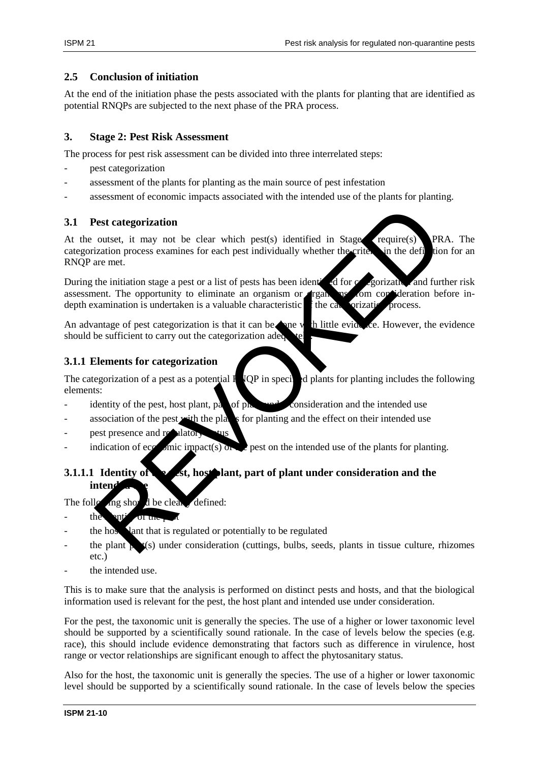## 2.5 Conclusion of initiation

At the end of the initiation phase the pests associated with the plants for planting that are identified as potential RNQPs are subjected to the next phase of the PRA process.

## 3. Stage 2: Pest Risk Assessment

The process for pest risk assessment can be divided into three interrelated steps:

- pest categorization
- assessment of the plants for planting as the main source of pest infestation
- assessment of economic impacts associated with the intended use of the plants for planting.

### 3.1 Pest categorization

At the outset, it may not be clear which pest(s) identified in Stage 1 require(s) a PRA. The categorization process examines for each pest individually whether the criteria in the definition for an RNQP are met.

During the initiation stage a pest or a list of pests has been identified for categorization and further risk assessment. The opportunity to eliminate an organism or organisms from consideration before in-depth examination is undertaken is a valuable characteristic of the categorization process.

An advantage of pest categorization is that it can be done with little evidence. However, the evidence should be sufficient to carry out the categorization adequately.

### 3.1.1 Elements for categorization

The categorization of a pest as a potential RNQP in specified plants for planting includes the following elements:

- identity of the pest, host plant, part of plant under consideration and the intended use
- association of the pest with the plants for planting and the effect on their intended use
- pest presence and regulatory status
- indication of economic impact(s) of the pest on the intended use of the plants for planting.

#### 3.1.1.1 Identity of the pest, host plant, part of plant under consideration and the intended use

The following should be clearly defined:

- the identity of the pest
- the host plant that is regulated or potentially to be regulated
- the plant part(s) under consideration (cuttings, bulbs, seeds, plants in tissue culture, rhizomes etc.)
- the intended use.

This is to make sure that the analysis is performed on distinct pests and hosts, and that the biological information used is relevant for the pest, the host plant and intended use under consideration.

For the pest, the taxonomic unit is generally the species. The use of a higher or lower taxonomic level should be supported by a scientifically sound rationale. In the case of levels below the species (e.g. race), this should include evidence demonstrating that factors such as difference in virulence, host range or vector relationships are significant enough to affect the phytosanitary status.

Also for the host, the taxonomic unit is generally the species. The use of a higher or lower taxonomic level should be supported by a scientifically sound rationale. In the case of levels below the species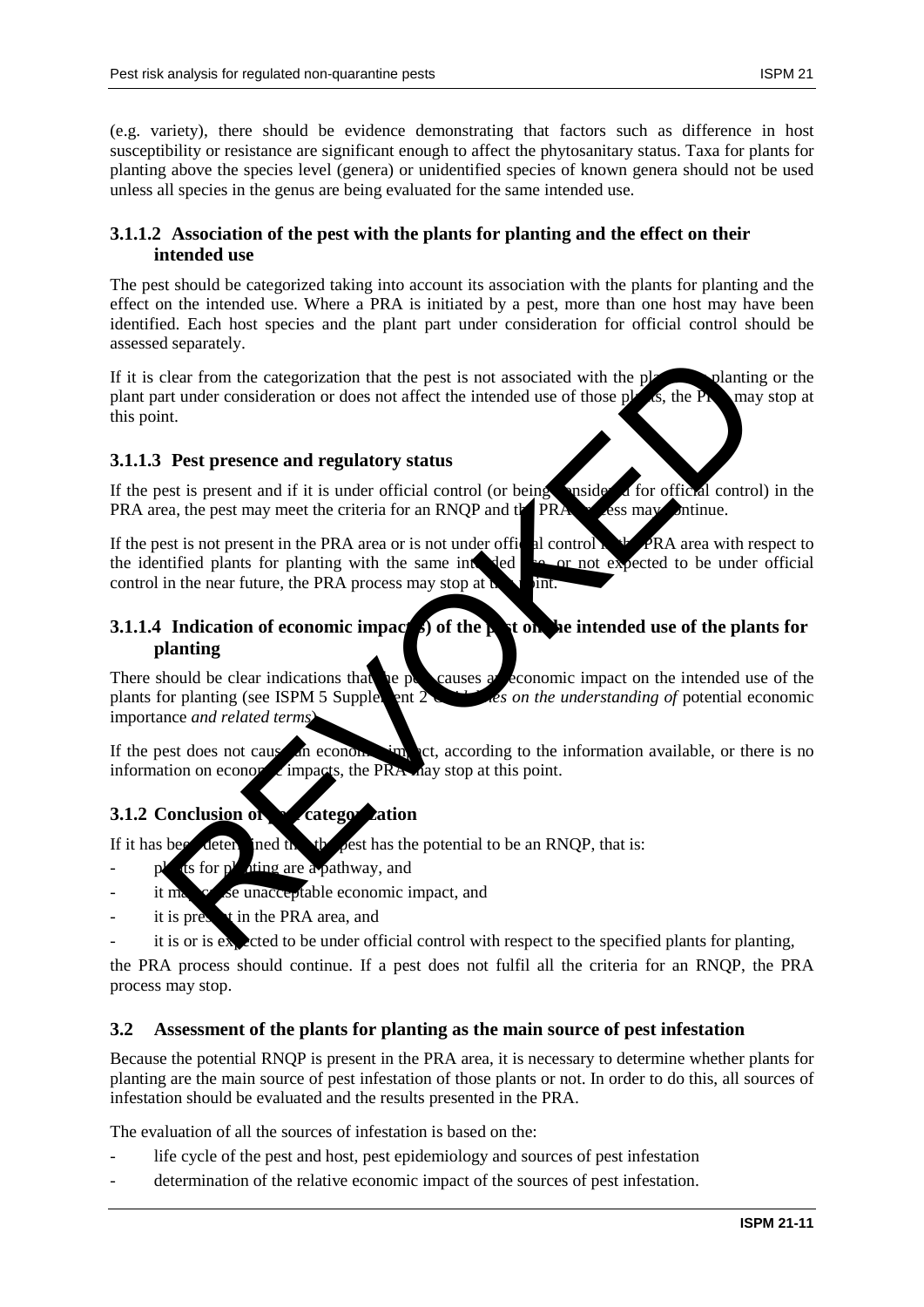(e.g. variety), there should be evidence demonstrating that factors such as difference in host susceptibility or resistance are significant enough to affect the phytosanitary status. Taxa for plants for planting above the species level (genera) or unidentified species of known genera should not be used unless all species in the genus are being evaluated for the same intended use.

#### 3.1.1.2 Association of the pest with the plants for planting and the effect on their intended use

The pest should be categorized taking into account its association with the plants for planting and the effect on the intended use. Where a PRA is initiated by a pest, more than one host may have been identified. Each host species and the plant part under consideration for official control should be assessed separately.

If it is clear from the categorization that the pest is not associated with the plants for planting or the plant part under consideration or does not affect the intended use of those plants, the PRA may stop at this point.

#### 3.1.1.3 Pest presence and regulatory status

If the pest is present and if it is under official control (or being considered for official control) in the PRA area, the pest may meet the criteria for an RNQP and the PRA process may continue.

If the pest is not present in the PRA area or is not under official control in the PRA area with respect to the identified plants for planting with the same intended use, or not expected to be under official control in the near future, the PRA process may stop at this point.

#### 3.1.1.4 Indication of economic impact(s) of the pest on the intended use of the plants for planting

There should be clear indications that the pest causes an economic impact on the intended use of the plants for planting (see ISPM 5 Supplement 2 *Guidelines on the understanding of* potential economic importance *and related terms*).

If the pest does not cause an economic impact, according to the information available, or there is no information on economic impacts, the PRA may stop at this point.

### 3.1.2 Conclusion of pest categorization

If it has been determined that the pest has the potential to be an RNQP, that is:

- plants for planting are a pathway, and
- it may cause unacceptable economic impact, and
- it is present in the PRA area, and
- it is or is expected to be under official control with respect to the specified plants for planting,

the PRA process should continue. If a pest does not fulfil all the criteria for an RNQP, the PRA process may stop.

## 3.2 Assessment of the plants for planting as the main source of pest infestation

Because the potential RNQP is present in the PRA area, it is necessary to determine whether plants for planting are the main source of pest infestation of those plants or not. In order to do this, all sources of infestation should be evaluated and the results presented in the PRA.

The evaluation of all the sources of infestation is based on the:

- life cycle of the pest and host, pest epidemiology and sources of pest infestation
- determination of the relative economic impact of the sources of pest infestation.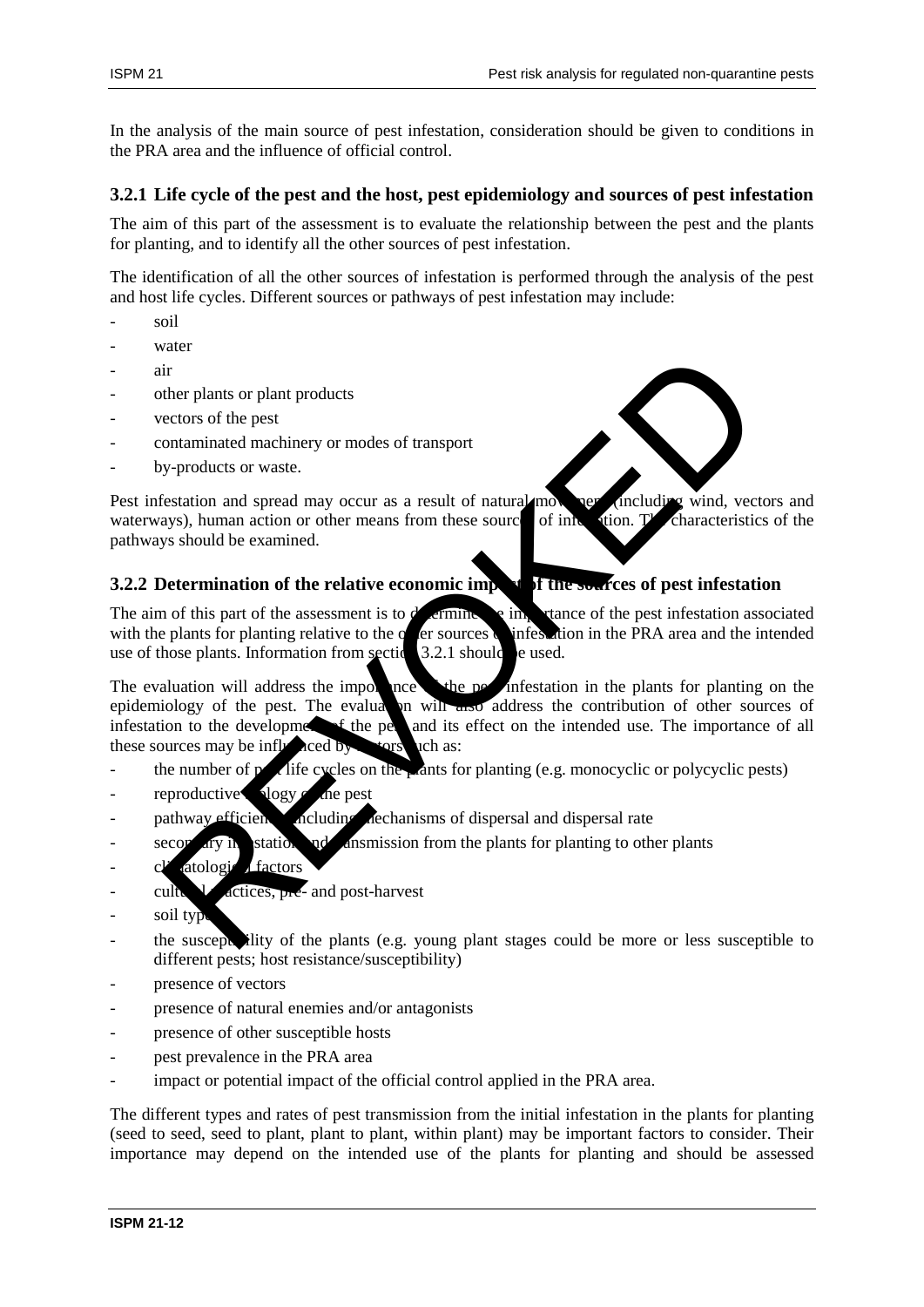In the analysis of the main source of pest infestation, consideration should be given to conditions in the PRA area and the influence of official control.

### 3.2.1 Life cycle of the pest and the host, pest epidemiology and sources of pest infestation

The aim of this part of the assessment is to evaluate the relationship between the pest and the plants for planting, and to identify all the other sources of pest infestation.

The identification of all the other sources of infestation is performed through the analysis of the pest and host life cycles. Different sources or pathways of pest infestation may include:

- soil
- water
- air
- other plants or plant products
- vectors of the pest
- contaminated machinery or modes of transport
- by-products or waste.

Pest infestation and spread may occur as a result of natural movement (including wind, vectors and waterways), human action or other means from these sources of infestation. The characteristics of the pathways should be examined.

### 3.2.2 Determination of the relative economic impact of the sources of pest infestation

The aim of this part of the assessment is to determine the importance of the pest infestation associated with the plants for planting relative to the other sources of infestation in the PRA area and the intended use of those plants. Information from section 3.2.1 should be used.

The evaluation will address the importance of the pest infestation in the plants for planting on the epidemiology of the pest. The evaluation will also address the contribution of other sources of infestation to the development of the pest and its effect on the intended use. The importance of all these sources may be influenced by factors such as:

- the number of pest life cycles on the plants for planting (e.g. monocyclic or polycyclic pests)
- reproductive biology of the pest
- pathway efficiency including mechanisms of dispersal and dispersal rate
- secondary infestation and transmission from the plants for planting to other plants
- climatological factors
- cultural practices, pre- and post-harvest
- soil type
- the susceptibility of the plants (e.g. young plant stages could be more or less susceptible to different pests; host resistance/susceptibility)
- presence of vectors
- presence of natural enemies and/or antagonists
- presence of other susceptible hosts
- pest prevalence in the PRA area
- impact or potential impact of the official control applied in the PRA area.

The different types and rates of pest transmission from the initial infestation in the plants for planting (seed to seed, seed to plant, plant to plant, within plant) may be important factors to consider. Their importance may depend on the intended use of the plants for planting and should be assessed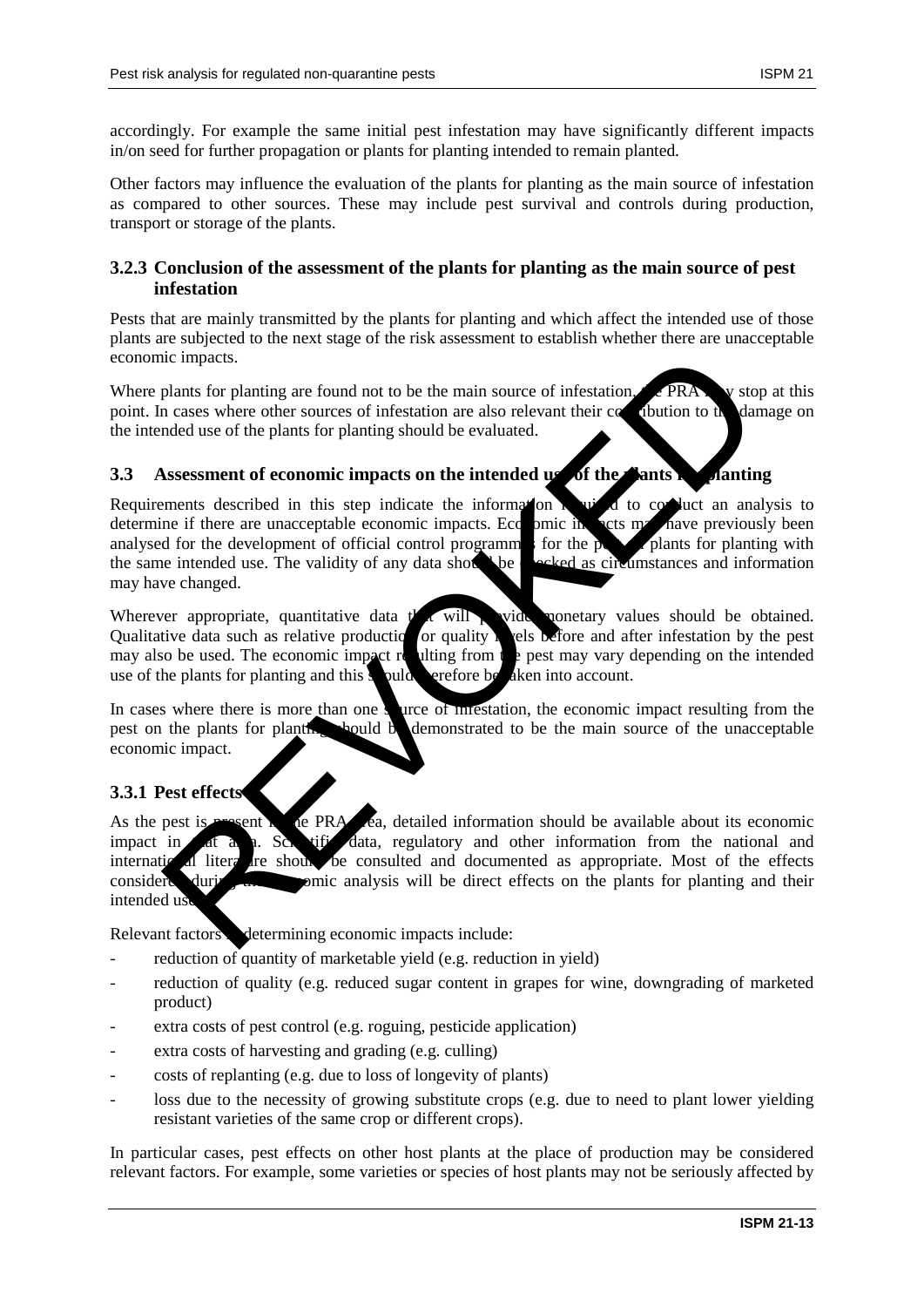accordingly. For example the same initial pest infestation may have significantly different impacts in/on seed for further propagation or plants for planting intended to remain planted.

Other factors may influence the evaluation of the plants for planting as the main source of infestation as compared to other sources. These may include pest survival and controls during production, transport or storage of the plants.

### 3.2.3 Conclusion of the assessment of the plants for planting as the main source of pest infestation

Pests that are mainly transmitted by the plants for planting and which affect the intended use of those plants are subjected to the next stage of the risk assessment to establish whether there are unacceptable economic impacts.

Where plants for planting are found not to be the main source of infestation, the PRA may stop at this point. In cases where other sources of infestation are also relevant their contribution to the damage on the intended use of the plants for planting should be evaluated.

## 3.3 Assessment of economic impacts on the intended use of the plants for planting

Requirements described in this step indicate the information required to conduct an analysis to determine if there are unacceptable economic impacts. Economic impacts may have previously been analysed for the development of official control programmes for the pest on plants for planting with the same intended use. The validity of any data should be checked as circumstances and information may have changed.

Wherever appropriate, quantitative data that will provide monetary values should be obtained. Qualitative data such as relative production or quality levels before and after infestation by the pest may also be used. The economic impact resulting from the pest may vary depending on the intended use of the plants for planting and this should therefore be taken into account.

In cases where there is more than one source of infestation, the economic impact resulting from the pest on the plants for planting should be demonstrated to be the main source of the unacceptable economic impact.

### 3.3.1 Pest effects

As the pest is present in the PRA area, detailed information should be available about its economic impact in that area. Scientific data, regulatory and other information from the national and international literature should be consulted and documented as appropriate. Most of the effects considered during the economic analysis will be direct effects on the plants for planting and their intended use.

Relevant factors in determining economic impacts include:

- reduction of quantity of marketable yield (e.g. reduction in yield)
- reduction of quality (e.g. reduced sugar content in grapes for wine, downgrading of marketed product)
- extra costs of pest control (e.g. roguing, pesticide application)
- extra costs of harvesting and grading (e.g. culling)
- costs of replanting (e.g. due to loss of longevity of plants)
- loss due to the necessity of growing substitute crops (e.g. due to need to plant lower yielding resistant varieties of the same crop or different crops).

In particular cases, pest effects on other host plants at the place of production may be considered relevant factors. For example, some varieties or species of host plants may not be seriously affected by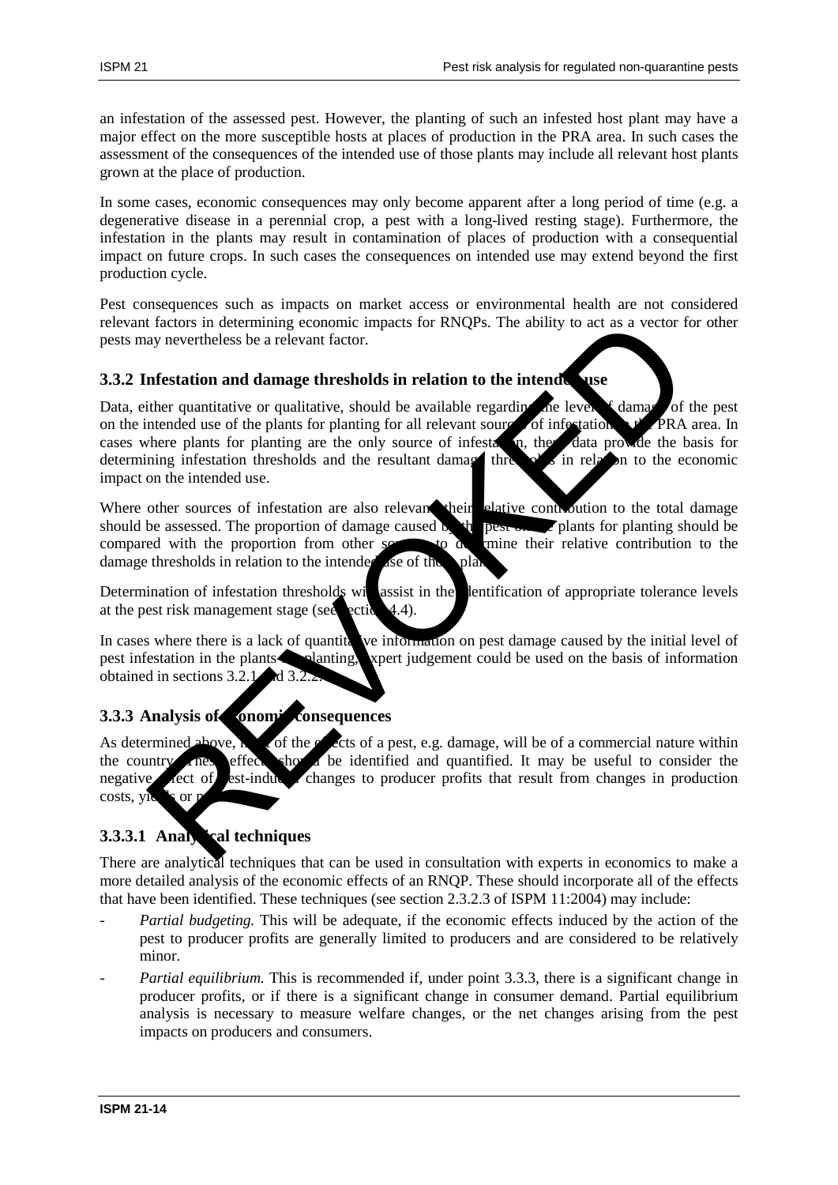an infestation of the assessed pest. However, the planting of such an infested host plant may have a major effect on the more susceptible hosts at places of production in the PRA area. In such cases the assessment of the consequences of the intended use of those plants may include all relevant host plants grown at the place of production.

In some cases, economic consequences may only become apparent after a long period of time (e.g. a degenerative disease in a perennial crop, a pest with a long-lived resting stage). Furthermore, the infestation in the plants may result in contamination of places of production with a consequential impact on future crops. In such cases the consequences on intended use may extend beyond the first production cycle.

Pest consequences such as impacts on market access or environmental health are not considered relevant factors in determining economic impacts for RNQPs. The ability to act as a vector for other pests may nevertheless be a relevant factor.

### 3.3.2 Infestation and damage thresholds in relation to the intended use

Data, either quantitative or qualitative, should be available regarding the level of damage of the pest on the intended use of the plants for planting for all relevant sources of infestation in the PRA area. In cases where plants for planting are the only source of infestation, these data provide the basis for determining infestation thresholds and the resultant damage thresholds in relation to the economic impact on the intended use.

Where other sources of infestation are also relevant, their relative contribution to the total damage should be assessed. The proportion of damage caused by the pest on the plants for planting should be compared with the proportion from other sources to determine their relative contribution to the damage thresholds in relation to the intended use of those plants.

Determination of infestation thresholds will assist in the identification of appropriate tolerance levels at the pest risk management stage (see section 4.4).

In cases where there is a lack of quantitative information on pest damage caused by the initial level of pest infestation in the plants for planting, expert judgement could be used on the basis of information obtained in sections 3.2.1 and 3.2.2.

### 3.3.3 Analysis of economic consequences

As determined above, most of the effects of a pest, e.g. damage, will be of a commercial nature within the country. These effects should be identified and quantified. It may be useful to consider the negative effect of pest-induced changes to producer profits that result from changes in production costs, yields or prices.

#### 3.3.3.1 Analytical techniques

There are analytical techniques that can be used in consultation with experts in economics to make a more detailed analysis of the economic effects of an RNQP. These should incorporate all of the effects that have been identified. These techniques (see section 2.3.2.3 of ISPM 11:2004) may include:

- *Partial budgeting.* This will be adequate, if the economic effects induced by the action of the pest to producer profits are generally limited to producers and are considered to be relatively minor.
- *Partial equilibrium.* This is recommended if, under point 3.3.3, there is a significant change in producer profits, or if there is a significant change in consumer demand. Partial equilibrium analysis is necessary to measure welfare changes, or the net changes arising from the pest impacts on producers and consumers.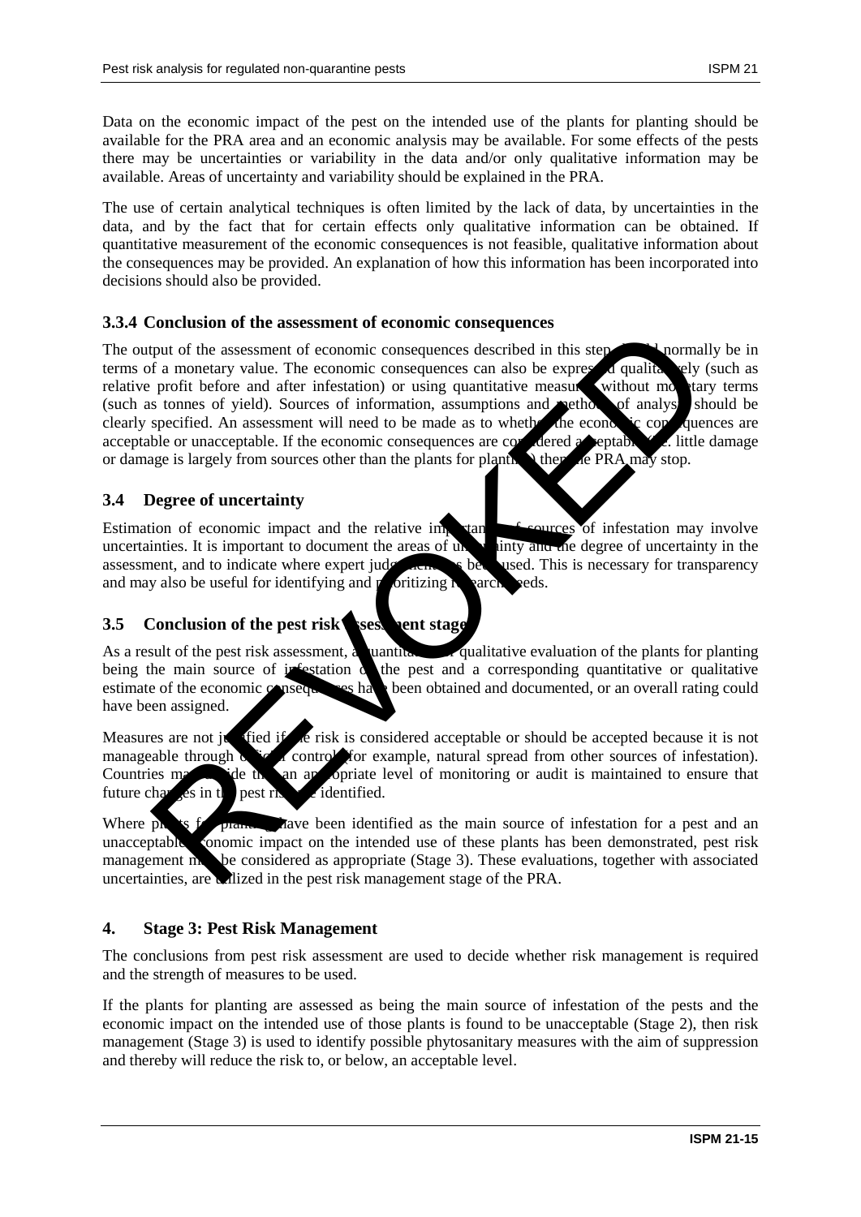Data on the economic impact of the pest on the intended use of the plants for planting should be available for the PRA area and an economic analysis may be available. For some effects of the pests there may be uncertainties or variability in the data and/or only qualitative information may be available. Areas of uncertainty and variability should be explained in the PRA.

The use of certain analytical techniques is often limited by the lack of data, by uncertainties in the data, and by the fact that for certain effects only qualitative information can be obtained. If quantitative measurement of the economic consequences is not feasible, qualitative information about the consequences may be provided. An explanation of how this information has been incorporated into decisions should also be provided.

### 3.3.4 Conclusion of the assessment of economic consequences

The output of the assessment of economic consequences described in this step should normally be in terms of a monetary value. The economic consequences can also be expressed qualitatively (such as relative profit before and after infestation) or using quantitative measures without monetary terms (such as tonnes of yield). Sources of information, assumptions and methods of analysis should be clearly specified. An assessment will need to be made as to whether the economic consequences are acceptable or unacceptable. If the economic consequences are considered acceptable (i.e. little damage or damage is largely from sources other than the plants for planting), then the PRA may stop.

## 3.4 Degree of uncertainty

Estimation of economic impact and the relative importance of sources of infestation may involve uncertainties. It is important to document the areas of uncertainty and the degree of uncertainty in the assessment, and to indicate where expert judgement has been used. This is necessary for transparency and may also be useful for identifying and prioritizing research needs.

## 3.5 Conclusion of the pest risk assessment stage

As a result of the pest risk assessment, a quantitative or qualitative evaluation of the plants for planting being the main source of infestation of the pest and a corresponding quantitative or qualitative estimate of the economic consequences have been obtained and documented, or an overall rating could have been assigned.

Measures are not justified if the risk is considered acceptable or should be accepted because it is not manageable through official control (for example, natural spread from other sources of infestation). Countries may decide that an appropriate level of monitoring or audit is maintained to ensure that future changes in the pest risk are identified.

Where plants for planting have been identified as the main source of infestation for a pest and an unacceptable economic impact on the intended use of these plants has been demonstrated, pest risk management may be considered as appropriate (Stage 3). These evaluations, together with associated uncertainties, are utilized in the pest risk management stage of the PRA.

# 4. Stage 3: Pest Risk Management

The conclusions from pest risk assessment are used to decide whether risk management is required and the strength of measures to be used.

If the plants for planting are assessed as being the main source of infestation of the pests and the economic impact on the intended use of those plants is found to be unacceptable (Stage 2), then risk management (Stage 3) is used to identify possible phytosanitary measures with the aim of suppression and thereby will reduce the risk to, or below, an acceptable level.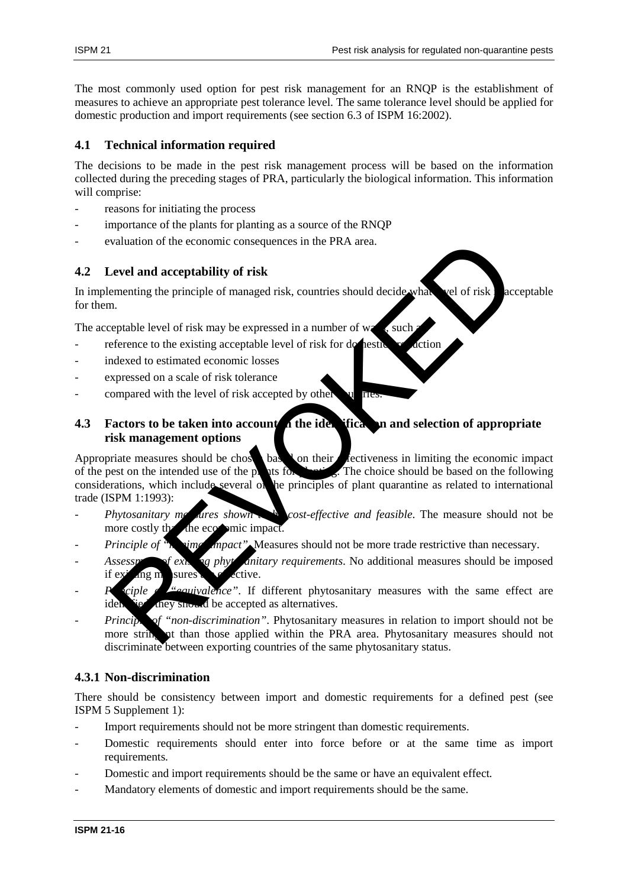The most commonly used option for pest risk management for an RNQP is the establishment of measures to achieve an appropriate pest tolerance level. The same tolerance level should be applied for domestic production and import requirements (see section 6.3 of ISPM 16:2002).

### 4.1 Technical information required

The decisions to be made in the pest risk management process will be based on the information collected during the preceding stages of PRA, particularly the biological information. This information will comprise:

- reasons for initiating the process
- importance of the plants for planting as a source of the RNQP
- evaluation of the economic consequences in the PRA area.

### 4.2 Level and acceptability of risk

In implementing the principle of managed risk, countries should decide what level of risk is acceptable for them.

The acceptable level of risk may be expressed in a number of ways, such as:

- reference to the existing acceptable level of risk for domestic production
- indexed to estimated economic losses
- expressed on a scale of risk tolerance
- compared with the level of risk accepted by other countries.

### 4.3 Factors to be taken into account in the identification and selection of appropriate risk management options

Appropriate measures should be chosen based on their effectiveness in limiting the economic impact of the pest on the intended use of the plants for planting. The choice should be based on the following considerations, which include several of the principles of plant quarantine as related to international trade (ISPM 1:1993):

- *Phytosanitary measures shown to be cost-effective and feasible*. The measure should not be more costly than the economic impact.
- *Principle of "minimal impact"*. Measures should not be more trade restrictive than necessary.
- *Assessment of existing phytosanitary requirements*. No additional measures should be imposed if existing measures are effective.
- *Principle of "equivalence"*. If different phytosanitary measures with the same effect are identified, they should be accepted as alternatives.
- *Principle of "non-discrimination"*. Phytosanitary measures in relation to import should not be more stringent than those applied within the PRA area. Phytosanitary measures should not discriminate between exporting countries of the same phytosanitary status.

#### 4.3.1 Non-discrimination

There should be consistency between import and domestic requirements for a defined pest (see ISPM 5 Supplement 1):

- Import requirements should not be more stringent than domestic requirements.
- Domestic requirements should enter into force before or at the same time as import requirements.
- Domestic and import requirements should be the same or have an equivalent effect.
- Mandatory elements of domestic and import requirements should be the same.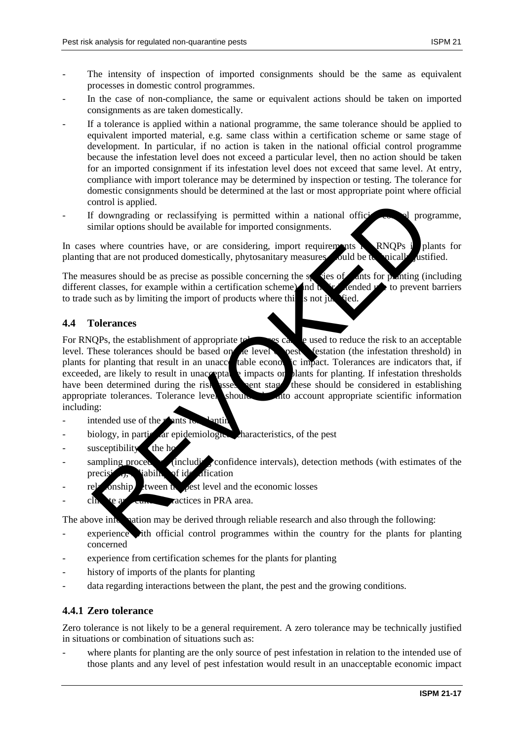- The intensity of inspection of imported consignments should be the same as equivalent processes in domestic control programmes.
- In the case of non-compliance, the same or equivalent actions should be taken on imported consignments as are taken domestically.
- If a tolerance is applied within a national programme, the same tolerance should be applied to equivalent imported material, e.g. same class within a certification scheme or same stage of development. In particular, if no action is taken in the national official control programme because the infestation level does not exceed a particular level, then no action should be taken for an imported consignment if its infestation level does not exceed that same level. At entry, compliance with import tolerance may be determined by inspection or testing. The tolerance for domestic consignments should be determined at the last or most appropriate point where official control is applied.
- If downgrading or reclassifying is permitted within a national official control programme, similar options should be available for imported consignments.

In cases where countries have, or are considering, import requirements for RNQPs in plants for planting that are not produced domestically, phytosanitary measures should be technically justified.

The measures should be as precise as possible concerning the species of plants for planting (including different classes, for example within a certification scheme) and their intended use to prevent barriers to trade such as by limiting the import of products where this is not justified.

## 4.4 Tolerances

For RNQPs, the establishment of appropriate tolerances can be used to reduce the risk to an acceptable level. These tolerances should be based on the level of pest infestation (the infestation threshold) in plants for planting that result in an unacceptable economic impact. Tolerances are indicators that, if exceeded, are likely to result in unacceptable impacts on plants for planting. If infestation thresholds have been determined during the risk assessment stage, these should be considered in establishing appropriate tolerances. Tolerance levels should take into account appropriate scientific information including:

- intended use of the plants for planting
- biology, in particular epidemiological characteristics, of the pest
- susceptibility of the host
- sampling procedures (including confidence intervals), detection methods (with estimates of the precision), reliability of identification
- relationship between the pest level and the economic losses
- climate and cultural practices in PRA area.

The above information may be derived through reliable research and also through the following:

- experience with official control programmes within the country for the plants for planting concerned
- experience from certification schemes for the plants for planting
- history of imports of the plants for planting
- data regarding interactions between the plant, the pest and the growing conditions.

### 4.4.1 Zero tolerance

Zero tolerance is not likely to be a general requirement. A zero tolerance may be technically justified in situations or combination of situations such as:

- where plants for planting are the only source of pest infestation in relation to the intended use of those plants and any level of pest infestation would result in an unacceptable economic impact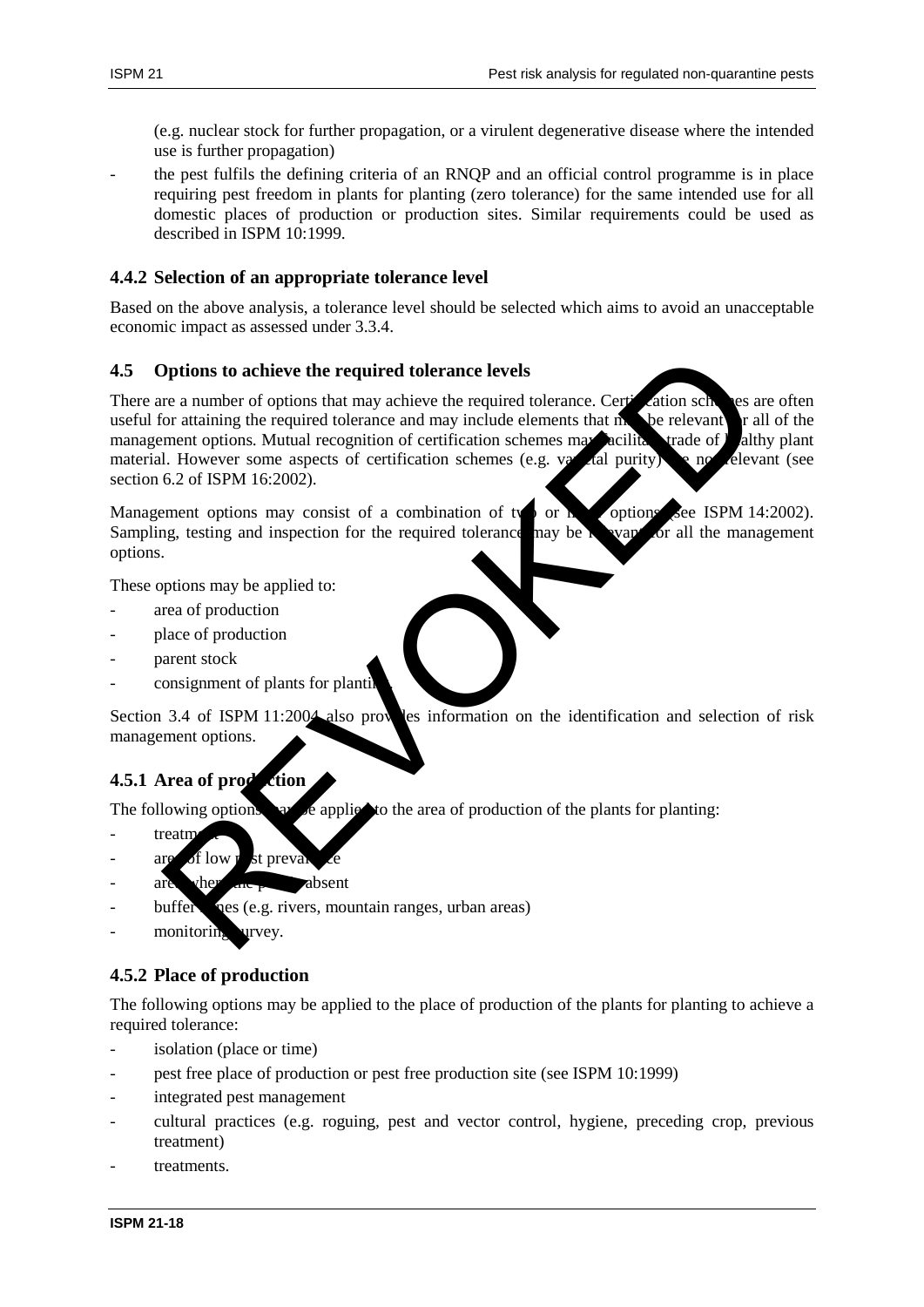(e.g. nuclear stock for further propagation, or a virulent degenerative disease where the intended use is further propagation)

- the pest fulfils the defining criteria of an RNQP and an official control programme is in place requiring pest freedom in plants for planting (zero tolerance) for the same intended use for all domestic places of production or production sites. Similar requirements could be used as described in ISPM 10:1999.

### 4.4.2 Selection of an appropriate tolerance level

Based on the above analysis, a tolerance level should be selected which aims to avoid an unacceptable economic impact as assessed under 3.3.4.

## 4.5 Options to achieve the required tolerance levels

There are a number of options that may achieve the required tolerance. Certification schemes are often useful for attaining the required tolerance and may include elements that may be relevant for all of the management options. Mutual recognition of certification schemes may facilitate trade of healthy plant material. However some aspects of certification schemes (e.g. varietal purity) are not relevant (see section 6.2 of ISPM 16:2002).

Management options may consist of a combination of two or more options (see ISPM 14:2002). Sampling, testing and inspection for the required tolerance may be relevant for all the management options.

These options may be applied to:

- area of production
- place of production
- parent stock
- consignment of plants for planting.

Section 3.4 of ISPM 11:2004 also provides information on the identification and selection of risk management options.

### 4.5.1 Area of production

The following options may be applied to the area of production of the plants for planting:

- treatment
- areas of low pest prevalence
- areas where the pest is absent
- buffer zones (e.g. rivers, mountain ranges, urban areas)
- monitoring survey.

### 4.5.2 Place of production

The following options may be applied to the place of production of the plants for planting to achieve a required tolerance:

- isolation (place or time)
- pest free place of production or pest free production site (see ISPM 10:1999)
- integrated pest management
- cultural practices (e.g. roguing, pest and vector control, hygiene, preceding crop, previous treatment)
- treatments.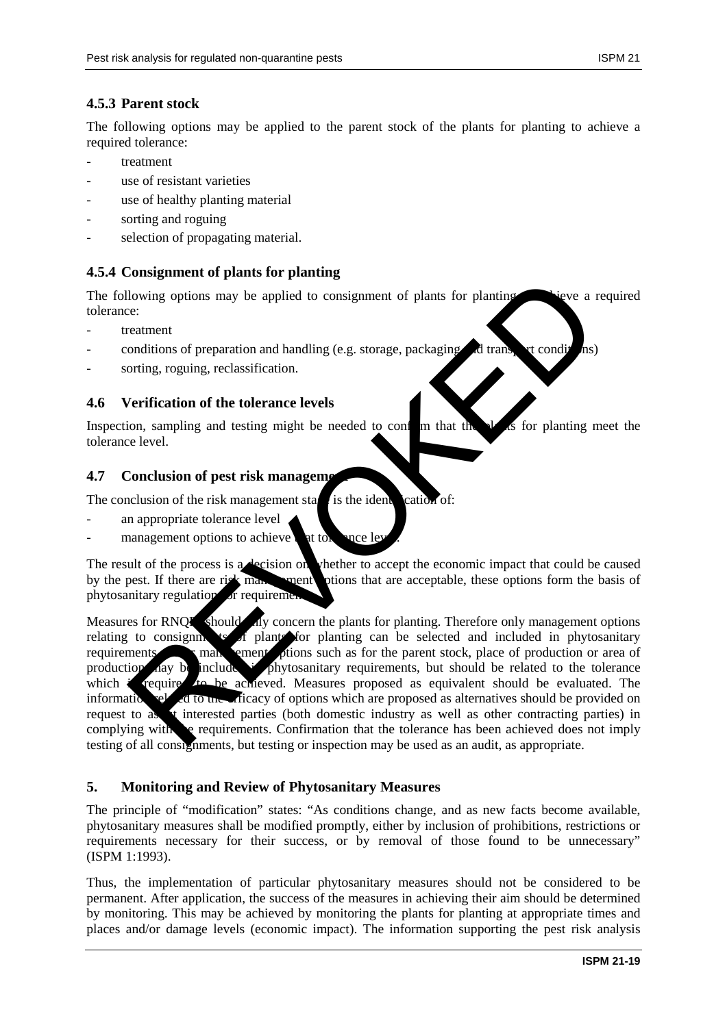### 4.5.3 Parent stock

The following options may be applied to the parent stock of the plants for planting to achieve a required tolerance:

- treatment
- use of resistant varieties
- use of healthy planting material
- sorting and roguing
- selection of propagating material.

### 4.5.4 Consignment of plants for planting

The following options may be applied to consignment of plants for planting to achieve a required tolerance:

- treatment
- conditions of preparation and handling (e.g. storage, packaging and transport conditions)
- sorting, roguing, reclassification.

## 4.6 Verification of the tolerance levels

Inspection, sampling and testing might be needed to confirm that the plants for planting meet the tolerance level.

## 4.7 Conclusion of pest risk management

The conclusion of the risk management stage is the identification of:

- an appropriate tolerance level
- management options to achieve that tolerance level.

The result of the process is a decision on whether to accept the economic impact that could be caused by the pest. If there are risk management options that are acceptable, these options form the basis of phytosanitary regulations or requirements.

Measures for RNQPs should only concern the plants for planting. Therefore only management options relating to consignments of plants for planting can be selected and included in phytosanitary requirements. Other management options such as for the parent stock, place of production or area of production may be included in phytosanitary requirements, but should be related to the tolerance which is required to be achieved. Measures proposed as equivalent should be evaluated. The information related to the efficacy of options which are proposed as alternatives should be provided on request to assist interested parties (both domestic industry as well as other contracting parties) in complying with the requirements. Confirmation that the tolerance has been achieved does not imply testing of all consignments, but testing or inspection may be used as an audit, as appropriate.

# 5. Monitoring and Review of Phytosanitary Measures

The principle of "modification" states: "As conditions change, and as new facts become available, phytosanitary measures shall be modified promptly, either by inclusion of prohibitions, restrictions or requirements necessary for their success, or by removal of those found to be unnecessary" (ISPM 1:1993).

Thus, the implementation of particular phytosanitary measures should not be considered to be permanent. After application, the success of the measures in achieving their aim should be determined by monitoring. This may be achieved by monitoring the plants for planting at appropriate times and places and/or damage levels (economic impact). The information supporting the pest risk analysis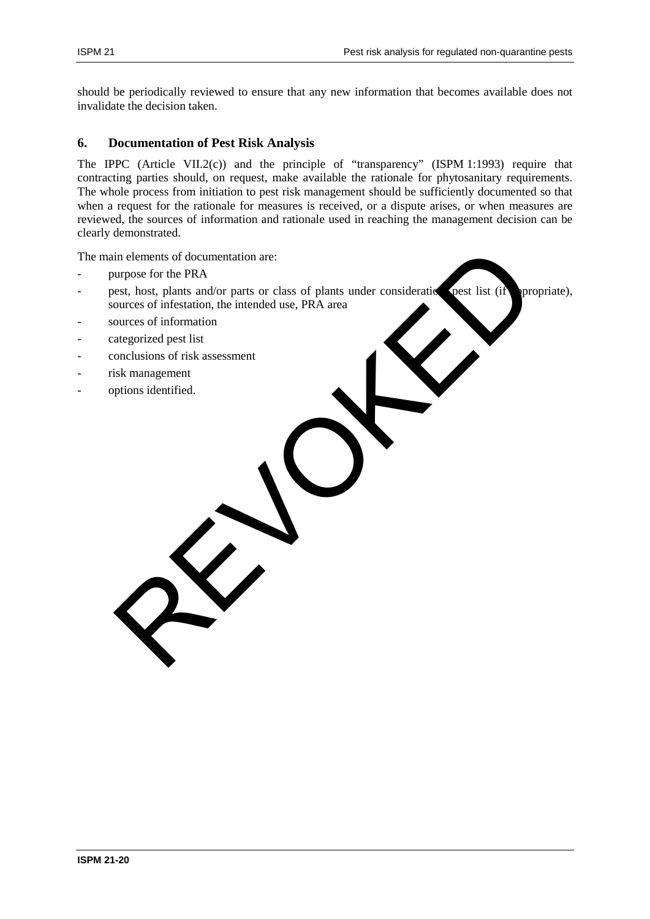should be periodically reviewed to ensure that any new information that becomes available does not invalidate the decision taken.

## 6. Documentation of Pest Risk Analysis

The IPPC (Article VII.2(c)) and the principle of "transparency" (ISPM 1:1993) require that contracting parties should, on request, make available the rationale for phytosanitary requirements. The whole process from initiation to pest risk management should be sufficiently documented so that when a request for the rationale for measures is received, or a dispute arises, or when measures are reviewed, the sources of information and rationale used in reaching the management decision can be clearly demonstrated.

The main elements of documentation are:

- purpose for the PRA
- pest, host, plants and/or parts or class of plants under consideration, pest list (if appropriate), sources of infestation, the intended use, PRA area
- sources of information
- categorized pest list
- conclusions of risk assessment
- risk management
- options identified.

REVOKED